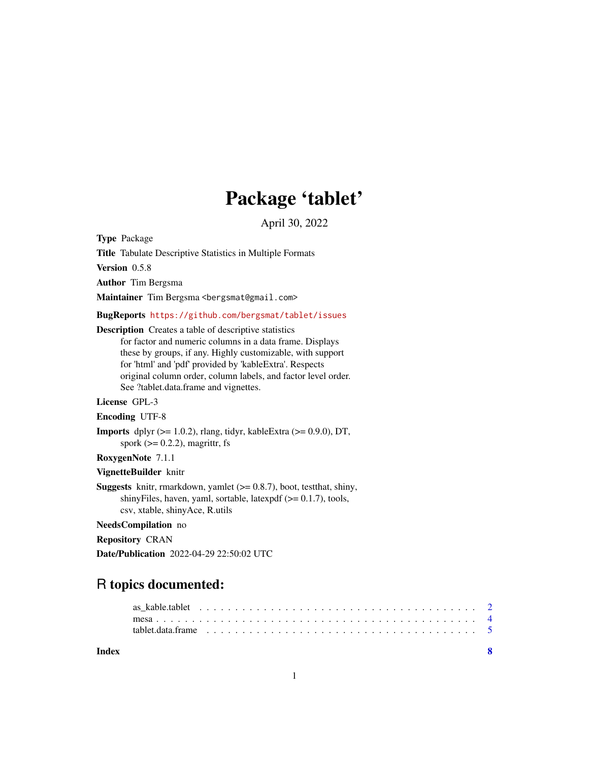# Package 'tablet'

April 30, 2022

**Type** Package

**Title** Tabulate Descriptive Statistics in Multiple Formats

**Version** 0.5.8

**Author** Tim Bergsma

**Maintainer** Tim Bergsma <bergsmat@gmail.com>

**BugReports** https://github.com/bergsmat/tablet/issues

**Description** Creates a table of descriptive statistics for factor and numeric columns in a data frame. Displays these by groups, if any. Highly customizable, with support for 'html' and 'pdf' provided by 'kableExtra'. Respects original column order, column labels, and factor level order. See ?tablet.data.frame and vignettes.

**License** GPL-3

**Encoding** UTF-8

**Imports** dplyr (>= 1.0.2), rlang, tidyr, kableExtra (>= 0.9.0), DT, spork (>= 0.2.2), magrittr, fs

**RoxygenNote** 7.1.1

**VignetteBuilder** knitr

**Suggests** knitr, rmarkdown, yamlet (>= 0.8.7), boot, testthat, shiny, shinyFiles, haven, yaml, sortable, latexpdf (>= 0.1.7), tools, csv, xtable, shinyAce, R.utils

**NeedsCompilation** no

**Repository** CRAN

**Date/Publication** 2022-04-29 22:50:02 UTC

## R topics documented:

- as_kable.tablet . . . . . . . . . . . . . . . . . . . . . . . . . . . . . . . . . . . . . 2
- mesa . . . . . . . . . . . . . . . . . . . . . . . . . . . . . . . . . . . . . . . . . . . 4
- tablet.data.frame . . . . . . . . . . . . . . . . . . . . . . . . . . . . . . . . . . . . 5

**Index** **8**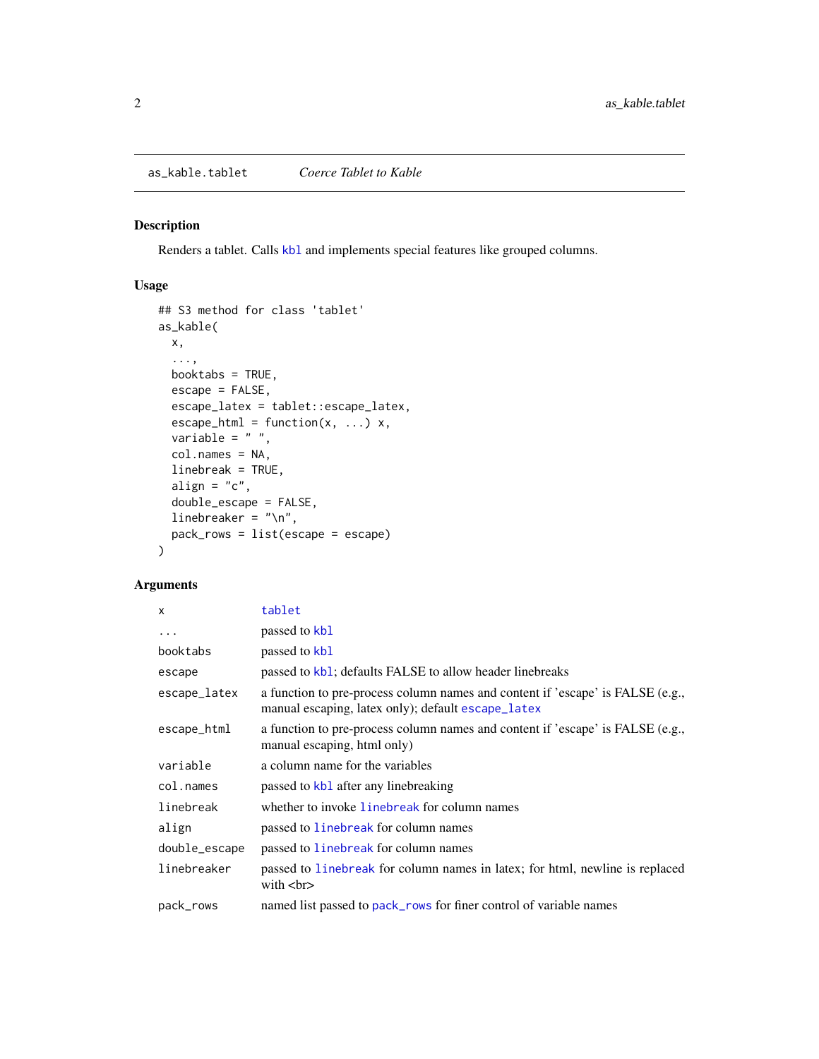## as_kable.tablet — *Coerce Tablet to Kable*

### Description

Renders a tablet. Calls kbl and implements special features like grouped columns.

### Usage

```
## S3 method for class 'tablet'
as_kable(
  x,
  ...,
  booktabs = TRUE,
  escape = FALSE,
  escape_latex = tablet::escape_latex,
  escape_html = function(x, ...) x,
  variable = " ",
  col.names = NA,
  linebreak = TRUE,
  align = "c",
  double_escape = FALSE,
  linebreaker = "\n",
  pack_rows = list(escape = escape)
)
```

### Arguments

| Argument | Description |
|---|---|
| `x` | tablet |
| `...` | passed to kbl |
| `booktabs` | passed to kbl |
| `escape` | passed to kbl; defaults FALSE to allow header linebreaks |
| `escape_latex` | a function to pre-process column names and content if 'escape' is FALSE (e.g., manual escaping, latex only); default escape_latex |
| `escape_html` | a function to pre-process column names and content if 'escape' is FALSE (e.g., manual escaping, html only) |
| `variable` | a column name for the variables |
| `col.names` | passed to kbl after any linebreaking |
| `linebreak` | whether to invoke linebreak for column names |
| `align` | passed to linebreak for column names |
| `double_escape` | passed to linebreak for column names |
| `linebreaker` | passed to linebreak for column names in latex; for html, newline is replaced with <br> |
| `pack_rows` | named list passed to pack_rows for finer control of variable names |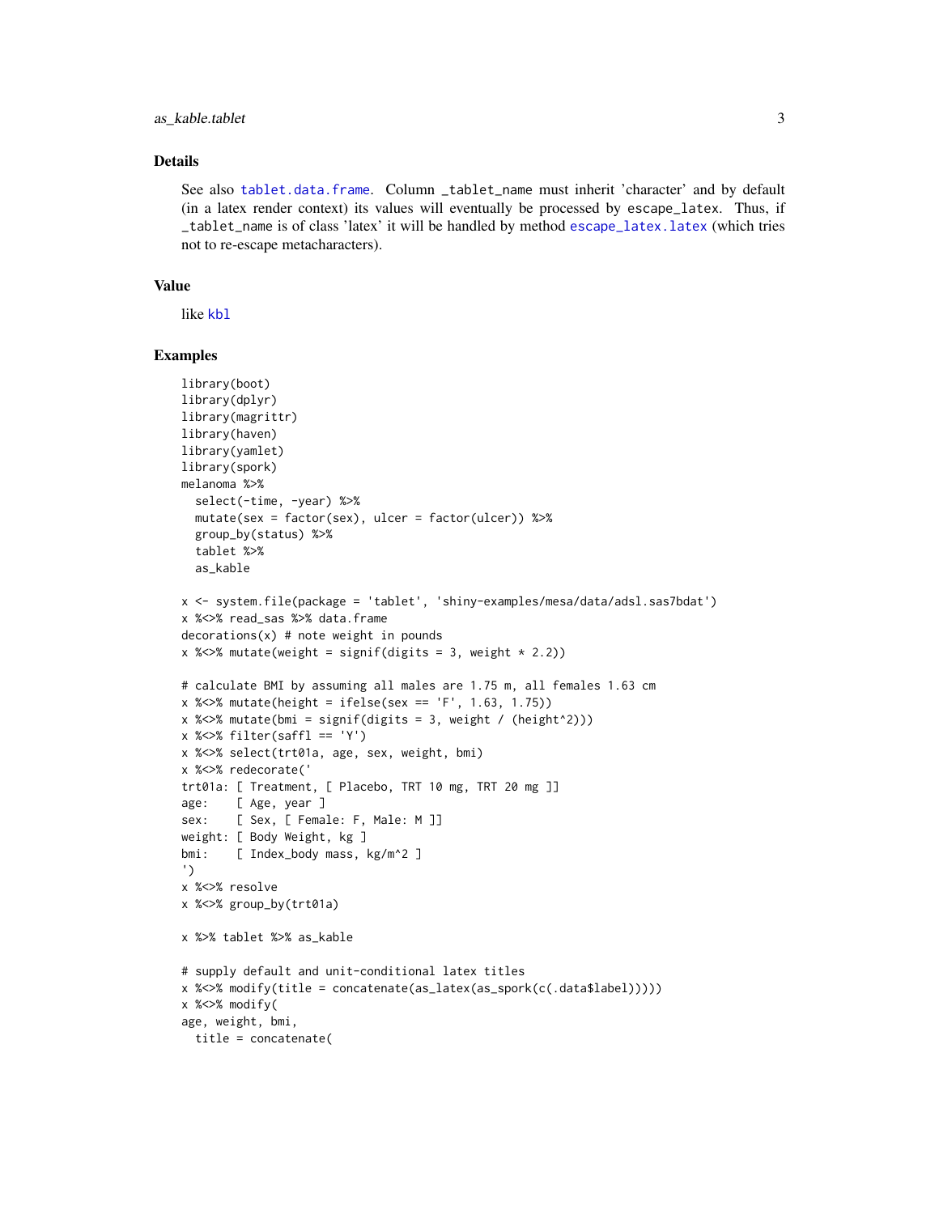## Details

See also `tablet.data.frame`. Column `_tablet_name` must inherit 'character' and by default (in a latex render context) its values will eventually be processed by `escape_latex`. Thus, if `_tablet_name` is of class 'latex' it will be handled by method `escape_latex.latex` (which tries not to re-escape metacharacters).

## Value

like `kbl`

## Examples

```
library(boot)
library(dplyr)
library(magrittr)
library(haven)
library(yamlet)
library(spork)
melanoma %>%
  select(-time, -year) %>%
  mutate(sex = factor(sex), ulcer = factor(ulcer)) %>%
  group_by(status) %>%
  tablet %>%
  as_kable

x <- system.file(package = 'tablet', 'shiny-examples/mesa/data/adsl.sas7bdat')
x %<>% read_sas %>% data.frame
decorations(x) # note weight in pounds
x %<>% mutate(weight = signif(digits = 3, weight * 2.2))

# calculate BMI by assuming all males are 1.75 m, all females 1.63 cm
x %<>% mutate(height = ifelse(sex == 'F', 1.63, 1.75))
x %<>% mutate(bmi = signif(digits = 3, weight / (height^2)))
x %<>% filter(saffl == 'Y')
x %<>% select(trt01a, age, sex, weight, bmi)
x %<>% redecorate('
trt01a: [ Treatment, [ Placebo, TRT 10 mg, TRT 20 mg ]]
age:    [ Age, year ]
sex:    [ Sex, [ Female: F, Male: M ]]
weight: [ Body Weight, kg ]
bmi:    [ Index_body mass, kg/m^2 ]
')
x %<>% resolve
x %<>% group_by(trt01a)

x %>% tablet %>% as_kable

# supply default and unit-conditional latex titles
x %<>% modify(title = concatenate(as_latex(as_spork(c(.data$label)))))
x %<>% modify(
age, weight, bmi,
  title = concatenate(
```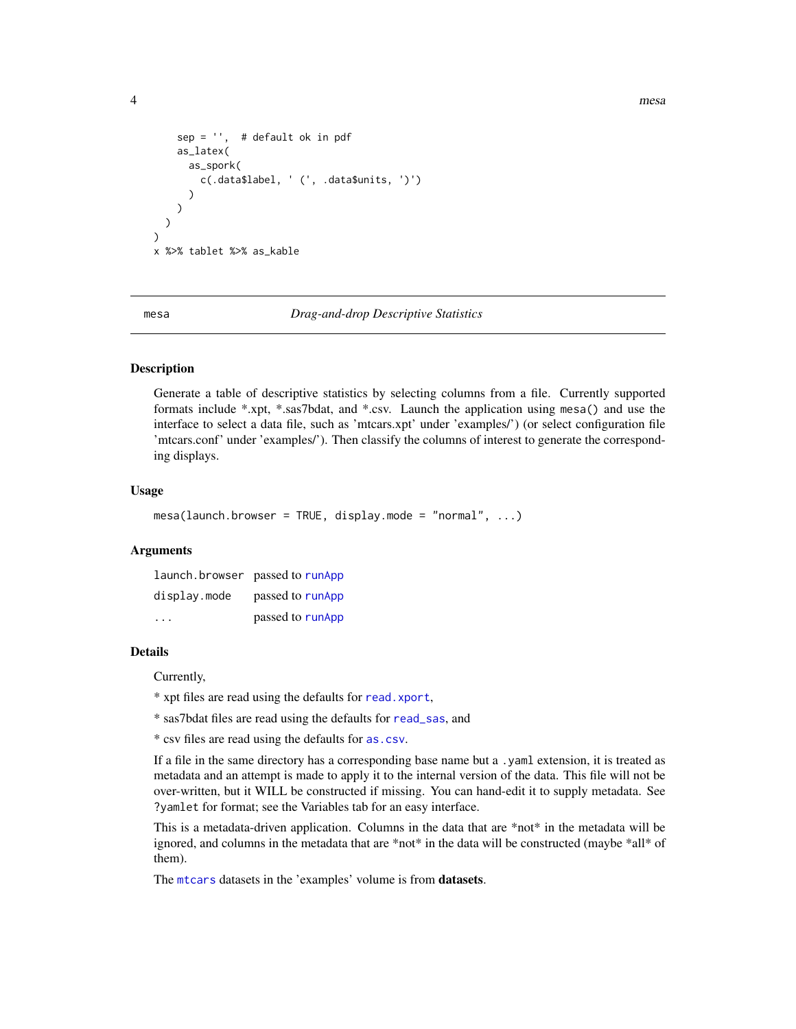```
    sep = '',  # default ok in pdf
    as_latex(
      as_spork(
        c(.data$label, ' (', .data$units, ')')
      )
    )
  )
)
x %>% tablet %>% as_kable
```

## mesa — *Drag-and-drop Descriptive Statistics*

### Description

Generate a table of descriptive statistics by selecting columns from a file. Currently supported formats include *.xpt, *.sas7bdat, and *.csv. Launch the application using `mesa()` and use the interface to select a data file, such as 'mtcars.xpt' under 'examples/') (or select configuration file 'mtcars.conf' under 'examples/'). Then classify the columns of interest to generate the corresponding displays.

### Usage

```
mesa(launch.browser = TRUE, display.mode = "normal", ...)
```

### Arguments

| | |
|---|---|
| `launch.browser` | passed to `runApp` |
| `display.mode` | passed to `runApp` |
| `...` | passed to `runApp` |

### Details

Currently,

* xpt files are read using the defaults for `read.xport`,

* sas7bdat files are read using the defaults for `read_sas`, and

* csv files are read using the defaults for `as.csv`.

If a file in the same directory has a corresponding base name but a `.yaml` extension, it is treated as metadata and an attempt is made to apply it to the internal version of the data. This file will not be over-written, but it WILL be constructed if missing. You can hand-edit it to supply metadata. See `?yamlet` for format; see the Variables tab for an easy interface.

This is a metadata-driven application. Columns in the data that are *not* in the metadata will be ignored, and columns in the metadata that are *not* in the data will be constructed (maybe *all* of them).

The `mtcars` datasets in the 'examples' volume is from **datasets**.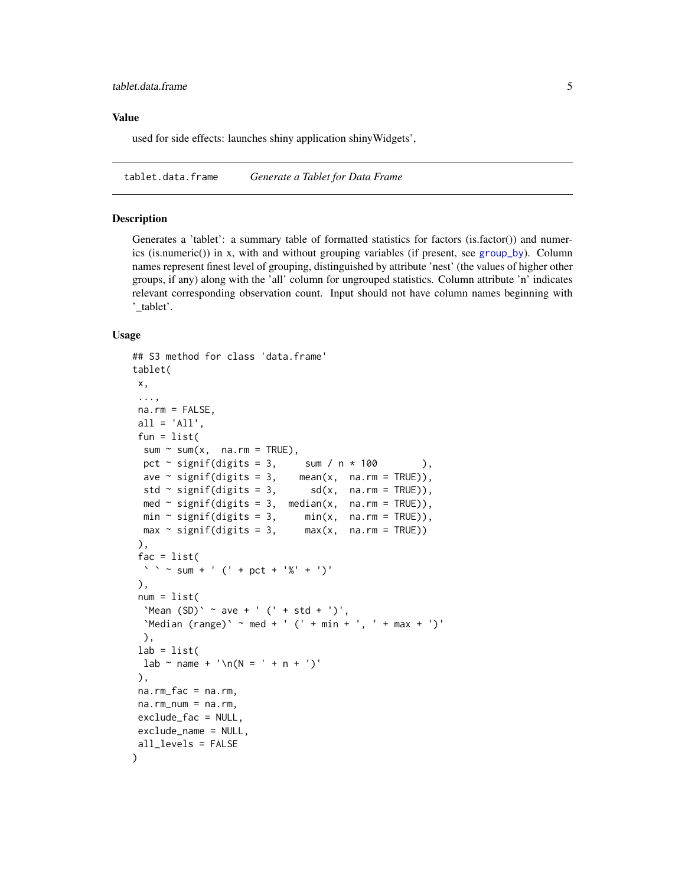## Value

used for side effects: launches shiny application shinyWidgets',

---

`tablet.data.frame` *Generate a Tablet for Data Frame*

---

### Description

Generates a 'tablet': a summary table of formatted statistics for factors (is.factor()) and numerics (is.numeric()) in x, with and without grouping variables (if present, see group_by). Column names represent finest level of grouping, distinguished by attribute 'nest' (the values of higher other groups, if any) along with the 'all' column for ungrouped statistics. Column attribute 'n' indicates relevant corresponding observation count. Input should not have column names beginning with '_tablet'.

### Usage

```
## S3 method for class 'data.frame'
tablet(
 x,
 ...,
 na.rm = FALSE,
 all = 'All',
 fun = list(
  sum ~ sum(x,  na.rm = TRUE),
  pct ~ signif(digits = 3,     sum / n * 100        ),
  ave ~ signif(digits = 3,    mean(x,  na.rm = TRUE)),
  std ~ signif(digits = 3,      sd(x,  na.rm = TRUE)),
  med ~ signif(digits = 3,  median(x,  na.rm = TRUE)),
  min ~ signif(digits = 3,     min(x,  na.rm = TRUE)),
  max ~ signif(digits = 3,     max(x,  na.rm = TRUE))
 ),
 fac = list(
  ` ` ~ sum + ' (' + pct + '%' + ')'
 ),
 num = list(
  `Mean (SD)` ~ ave + ' (' + std + ')',
  `Median (range)` ~ med + ' (' + min + ', ' + max + ')'
  ),
 lab = list(
  lab ~ name + '\n(N = ' + n + ')'
 ),
 na.rm_fac = na.rm,
 na.rm_num = na.rm,
 exclude_fac = NULL,
 exclude_name = NULL,
 all_levels = FALSE
)
```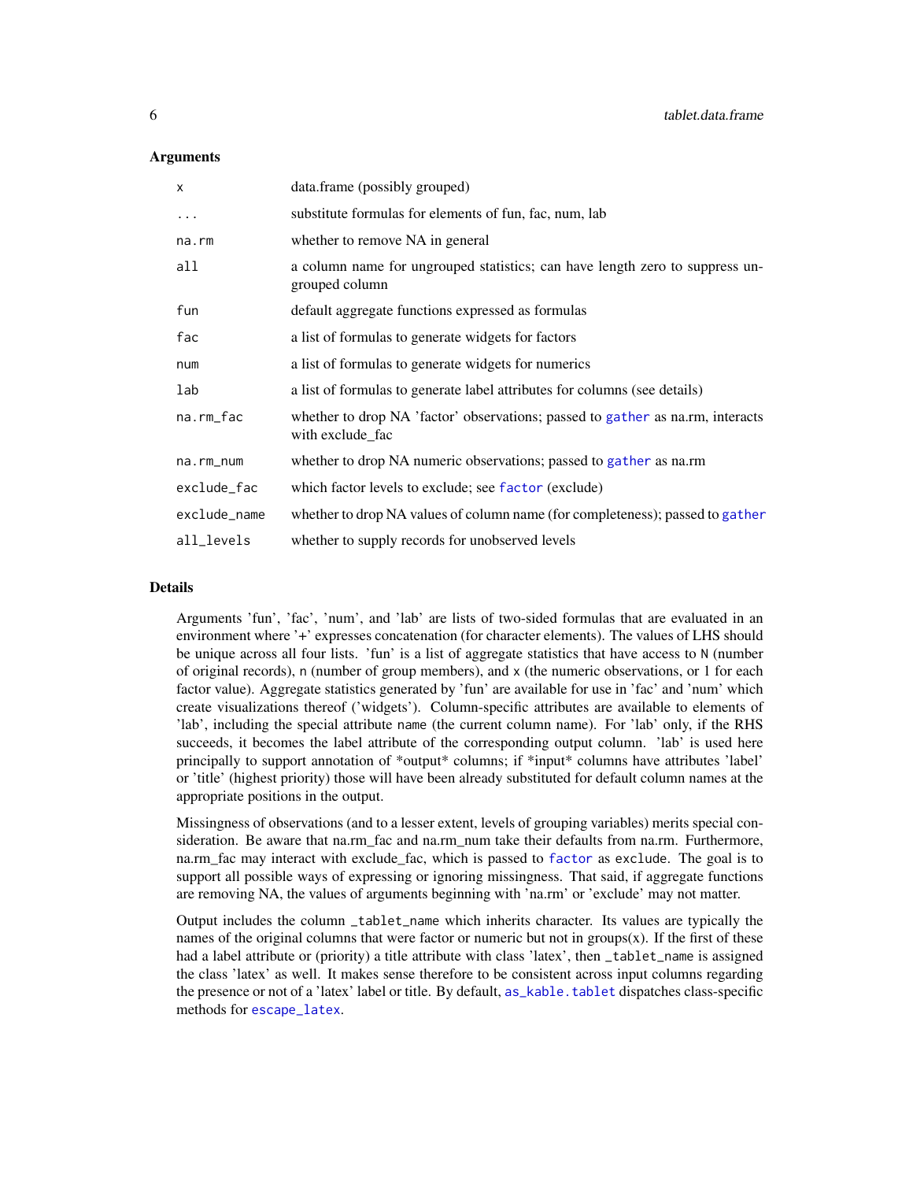### Arguments

| | |
|---|---|
| `x` | data.frame (possibly grouped) |
| `...` | substitute formulas for elements of fun, fac, num, lab |
| `na.rm` | whether to remove NA in general |
| `all` | a column name for ungrouped statistics; can have length zero to suppress ungrouped column |
| `fun` | default aggregate functions expressed as formulas |
| `fac` | a list of formulas to generate widgets for factors |
| `num` | a list of formulas to generate widgets for numerics |
| `lab` | a list of formulas to generate label attributes for columns (see details) |
| `na.rm_fac` | whether to drop NA 'factor' observations; passed to `gather` as na.rm, interacts with exclude_fac |
| `na.rm_num` | whether to drop NA numeric observations; passed to `gather` as na.rm |
| `exclude_fac` | which factor levels to exclude; see `factor` (exclude) |
| `exclude_name` | whether to drop NA values of column name (for completeness); passed to `gather` |
| `all_levels` | whether to supply records for unobserved levels |

### Details

Arguments 'fun', 'fac', 'num', and 'lab' are lists of two-sided formulas that are evaluated in an environment where '+' expresses concatenation (for character elements). The values of LHS should be unique across all four lists. 'fun' is a list of aggregate statistics that have access to `N` (number of original records), `n` (number of group members), and `x` (the numeric observations, or 1 for each factor value). Aggregate statistics generated by 'fun' are available for use in 'fac' and 'num' which create visualizations thereof ('widgets'). Column-specific attributes are available to elements of 'lab', including the special attribute `name` (the current column name). For 'lab' only, if the RHS succeeds, it becomes the label attribute of the corresponding output column. 'lab' is used here principally to support annotation of *output* columns; if *input* columns have attributes 'label' or 'title' (highest priority) those will have been already substituted for default column names at the appropriate positions in the output.

Missingness of observations (and to a lesser extent, levels of grouping variables) merits special consideration. Be aware that na.rm_fac and na.rm_num take their defaults from na.rm. Furthermore, na.rm_fac may interact with exclude_fac, which is passed to `factor` as `exclude`. The goal is to support all possible ways of expressing or ignoring missingness. That said, if aggregate functions are removing NA, the values of arguments beginning with 'na.rm' or 'exclude' may not matter.

Output includes the column `_tablet_name` which inherits character. Its values are typically the names of the original columns that were factor or numeric but not in groups(x). If the first of these had a label attribute or (priority) a title attribute with class 'latex', then `_tablet_name` is assigned the class 'latex' as well. It makes sense therefore to be consistent across input columns regarding the presence or not of a 'latex' label or title. By default, `as_kable.tablet` dispatches class-specific methods for `escape_latex`.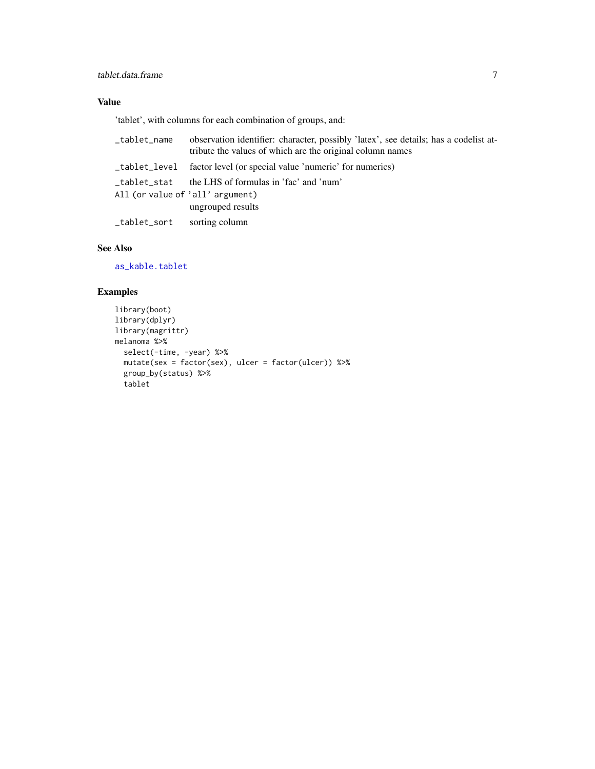### Value

'tablet', with columns for each combination of groups, and:

| | |
|---|---|
| `_tablet_name` | observation identifier: character, possibly 'latex', see details; has a codelist attribute the values of which are the original column names |
| `_tablet_level` | factor level (or special value 'numeric' for numerics) |
| `_tablet_stat` | the LHS of formulas in 'fac' and 'num' |
| `All (or value of 'all' argument)` | ungrouped results |
| `_tablet_sort` | sorting column |

### See Also

`as_kable.tablet`

### Examples

```
library(boot)
library(dplyr)
library(magrittr)
melanoma %>%
  select(-time, -year) %>%
  mutate(sex = factor(sex), ulcer = factor(ulcer)) %>%
  group_by(status) %>%
  tablet
```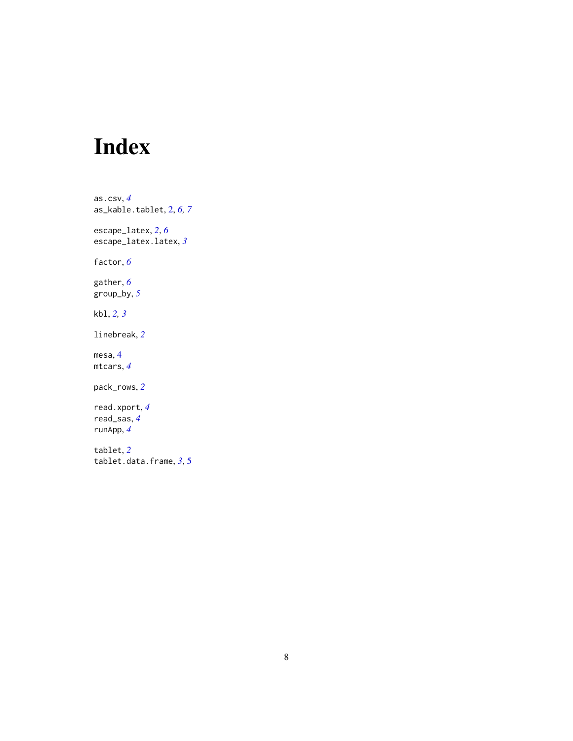# Index

as.csv, *4*
as_kable.tablet, 2, *6, 7*

escape_latex, *2*, *6*
escape_latex.latex, *3*

factor, *6*

gather, *6*
group_by, *5*

kbl, *2, 3*

linebreak, *2*

mesa, 4
mtcars, *4*

pack_rows, *2*

read.xport, *4*
read_sas, *4*
runApp, *4*

tablet, *2*
tablet.data.frame, *3*, 5